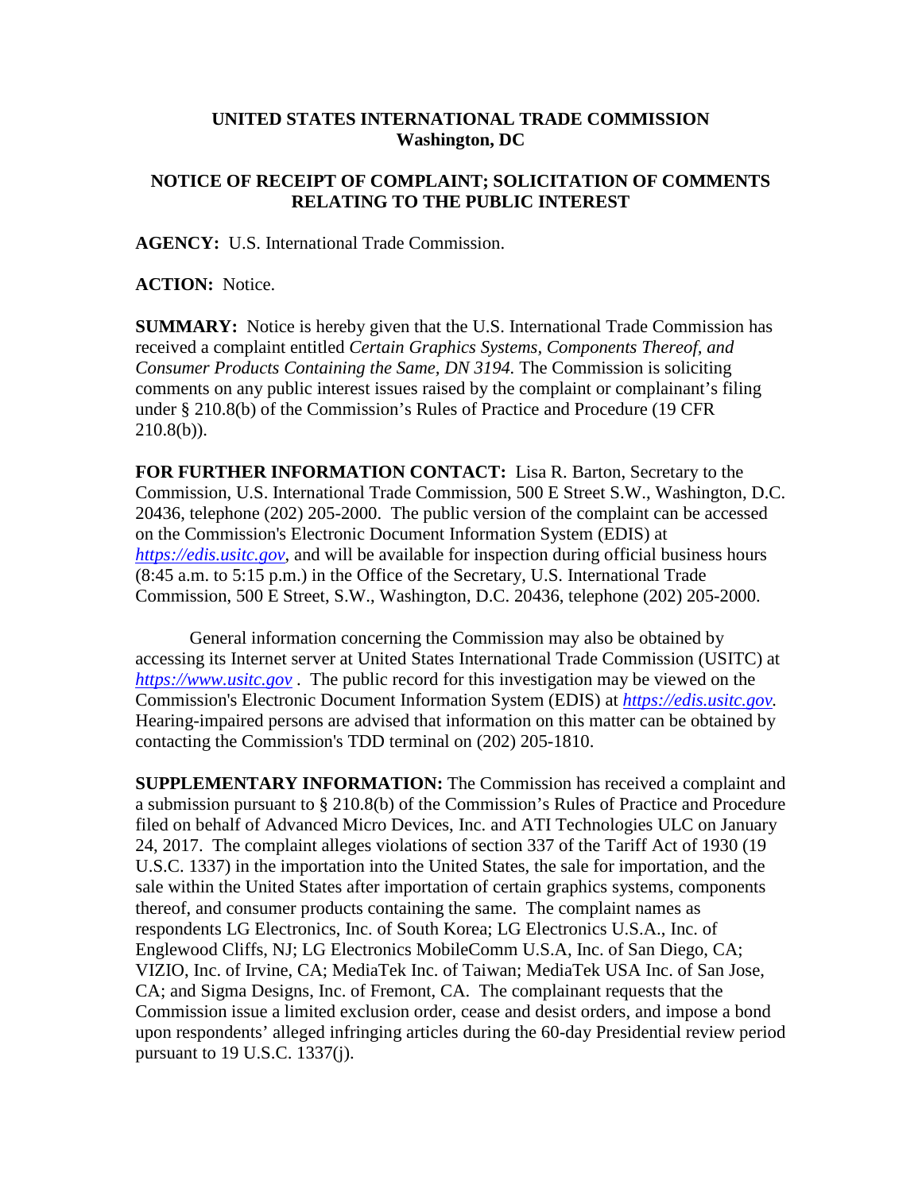**UNITED STATES INTERNATIONAL TRADE COMMISSION**
**Washington, DC**

**NOTICE OF RECEIPT OF COMPLAINT; SOLICITATION OF COMMENTS RELATING TO THE PUBLIC INTEREST**

**AGENCY:** U.S. International Trade Commission.

**ACTION:** Notice.

**SUMMARY:** Notice is hereby given that the U.S. International Trade Commission has received a complaint entitled *Certain Graphics Systems, Components Thereof, and Consumer Products Containing the Same, DN 3194.* The Commission is soliciting comments on any public interest issues raised by the complaint or complainant's filing under § 210.8(b) of the Commission's Rules of Practice and Procedure (19 CFR 210.8(b)).

**FOR FURTHER INFORMATION CONTACT:** Lisa R. Barton, Secretary to the Commission, U.S. International Trade Commission, 500 E Street S.W., Washington, D.C. 20436, telephone (202) 205-2000. The public version of the complaint can be accessed on the Commission's Electronic Document Information System (EDIS) at *https://edis.usitc.gov*, and will be available for inspection during official business hours (8:45 a.m. to 5:15 p.m.) in the Office of the Secretary, U.S. International Trade Commission, 500 E Street, S.W., Washington, D.C. 20436, telephone (202) 205-2000.

General information concerning the Commission may also be obtained by accessing its Internet server at United States International Trade Commission (USITC) at *https://www.usitc.gov* . The public record for this investigation may be viewed on the Commission's Electronic Document Information System (EDIS) at *https://edis.usitc.gov.* Hearing-impaired persons are advised that information on this matter can be obtained by contacting the Commission's TDD terminal on (202) 205-1810.

**SUPPLEMENTARY INFORMATION:** The Commission has received a complaint and a submission pursuant to § 210.8(b) of the Commission's Rules of Practice and Procedure filed on behalf of Advanced Micro Devices, Inc. and ATI Technologies ULC on January 24, 2017. The complaint alleges violations of section 337 of the Tariff Act of 1930 (19 U.S.C. 1337) in the importation into the United States, the sale for importation, and the sale within the United States after importation of certain graphics systems, components thereof, and consumer products containing the same. The complaint names as respondents LG Electronics, Inc. of South Korea; LG Electronics U.S.A., Inc. of Englewood Cliffs, NJ; LG Electronics MobileComm U.S.A, Inc. of San Diego, CA; VIZIO, Inc. of Irvine, CA; MediaTek Inc. of Taiwan; MediaTek USA Inc. of San Jose, CA; and Sigma Designs, Inc. of Fremont, CA. The complainant requests that the Commission issue a limited exclusion order, cease and desist orders, and impose a bond upon respondents' alleged infringing articles during the 60-day Presidential review period pursuant to 19 U.S.C. 1337(j).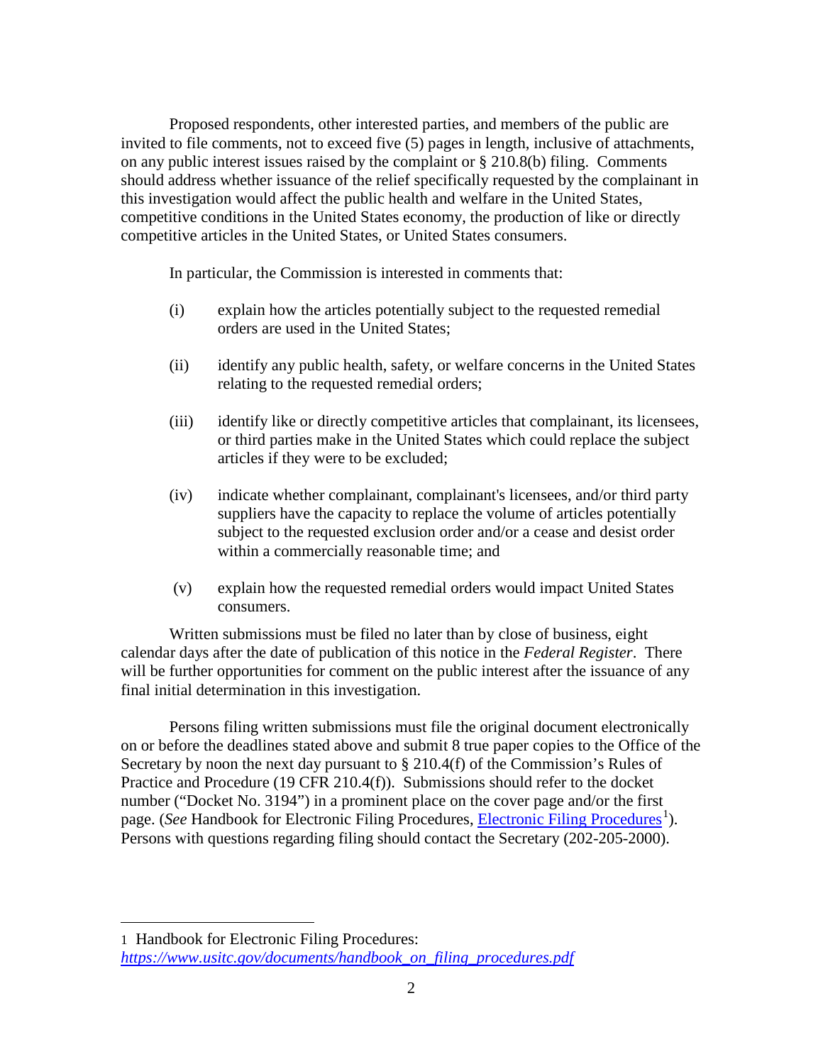Proposed respondents, other interested parties, and members of the public are invited to file comments, not to exceed five (5) pages in length, inclusive of attachments, on any public interest issues raised by the complaint or § 210.8(b) filing. Comments should address whether issuance of the relief specifically requested by the complainant in this investigation would affect the public health and welfare in the United States, competitive conditions in the United States economy, the production of like or directly competitive articles in the United States, or United States consumers.

In particular, the Commission is interested in comments that:

(i) explain how the articles potentially subject to the requested remedial orders are used in the United States;

(ii) identify any public health, safety, or welfare concerns in the United States relating to the requested remedial orders;

(iii) identify like or directly competitive articles that complainant, its licensees, or third parties make in the United States which could replace the subject articles if they were to be excluded;

(iv) indicate whether complainant, complainant's licensees, and/or third party suppliers have the capacity to replace the volume of articles potentially subject to the requested exclusion order and/or a cease and desist order within a commercially reasonable time; and

(v) explain how the requested remedial orders would impact United States consumers.

Written submissions must be filed no later than by close of business, eight calendar days after the date of publication of this notice in the *Federal Register*. There will be further opportunities for comment on the public interest after the issuance of any final initial determination in this investigation.

Persons filing written submissions must file the original document electronically on or before the deadlines stated above and submit 8 true paper copies to the Office of the Secretary by noon the next day pursuant to § 210.4(f) of the Commission's Rules of Practice and Procedure (19 CFR 210.4(f)). Submissions should refer to the docket number ("Docket No. 3194") in a prominent place on the cover page and/or the first page. (*See* Handbook for Electronic Filing Procedures, Electronic Filing Procedures[1]). Persons with questions regarding filing should contact the Secretary (202-205-2000).

---

1 Handbook for Electronic Filing Procedures: *https://www.usitc.gov/documents/handbook_on_filing_procedures.pdf*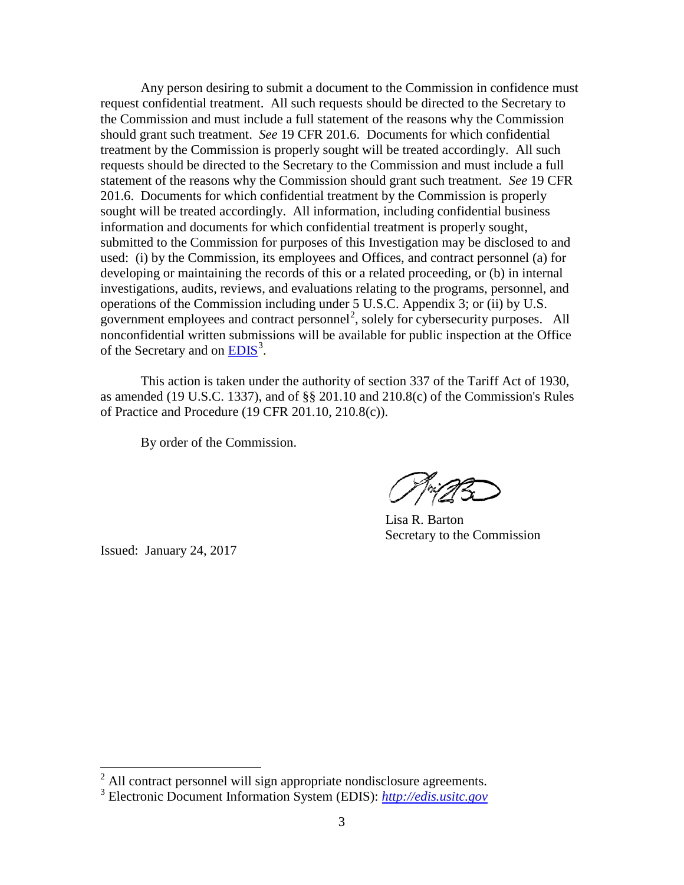Any person desiring to submit a document to the Commission in confidence must request confidential treatment. All such requests should be directed to the Secretary to the Commission and must include a full statement of the reasons why the Commission should grant such treatment. *See* 19 CFR 201.6. Documents for which confidential treatment by the Commission is properly sought will be treated accordingly. All such requests should be directed to the Secretary to the Commission and must include a full statement of the reasons why the Commission should grant such treatment. *See* 19 CFR 201.6. Documents for which confidential treatment by the Commission is properly sought will be treated accordingly. All information, including confidential business information and documents for which confidential treatment is properly sought, submitted to the Commission for purposes of this Investigation may be disclosed to and used: (i) by the Commission, its employees and Offices, and contract personnel (a) for developing or maintaining the records of this or a related proceeding, or (b) in internal investigations, audits, reviews, and evaluations relating to the programs, personnel, and operations of the Commission including under 5 U.S.C. Appendix 3; or (ii) by U.S. government employees and contract personnel[2], solely for cybersecurity purposes. All nonconfidential written submissions will be available for public inspection at the Office of the Secretary and on EDIS[3].

This action is taken under the authority of section 337 of the Tariff Act of 1930, as amended (19 U.S.C. 1337), and of §§ 201.10 and 210.8(c) of the Commission's Rules of Practice and Procedure (19 CFR 201.10, 210.8(c)).

By order of the Commission.

Lisa R. Barton
Secretary to the Commission

Issued: January 24, 2017

---

[2] All contract personnel will sign appropriate nondisclosure agreements.

[3] Electronic Document Information System (EDIS): *http://edis.usitc.gov*